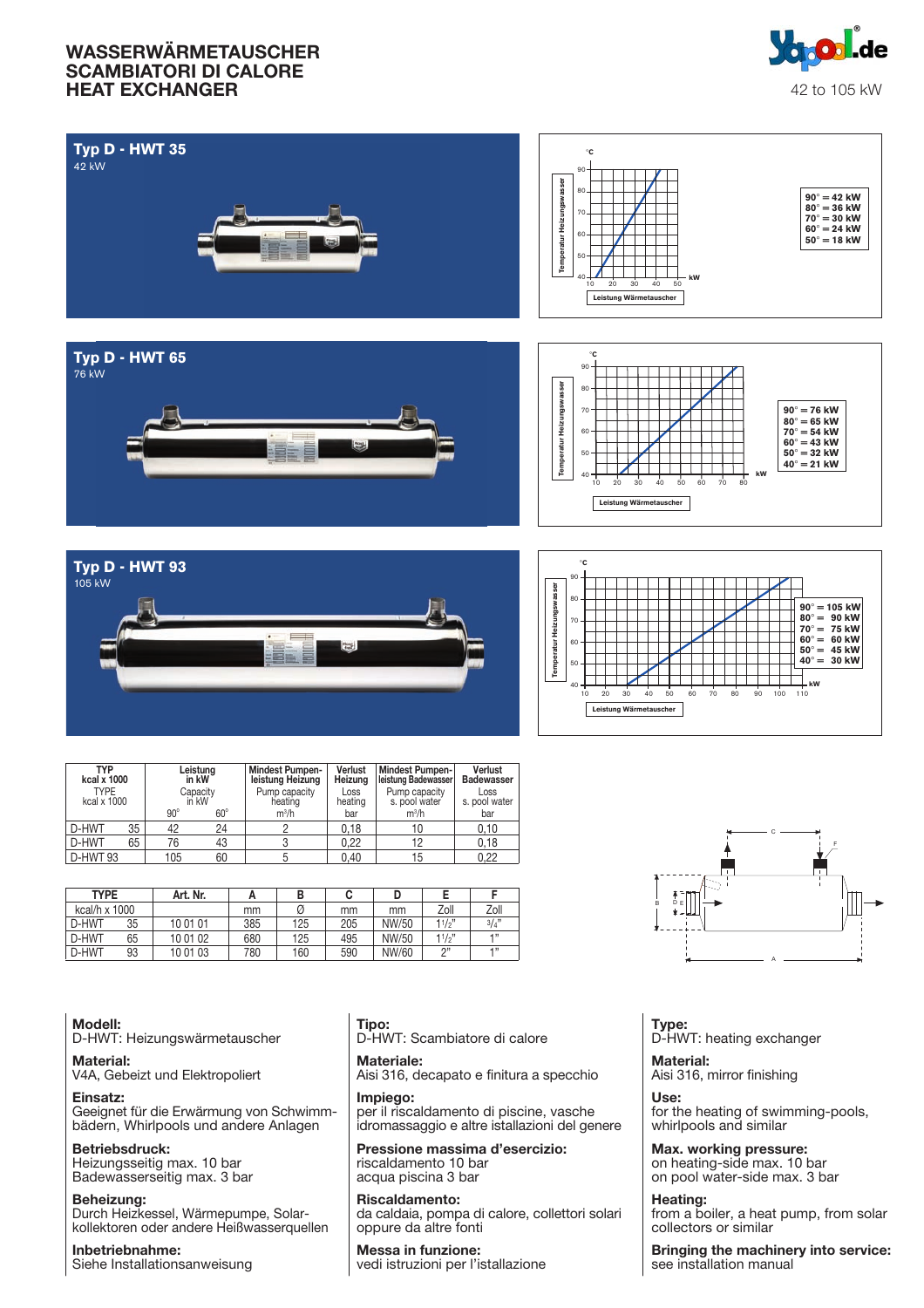# WASSERWÄRMETAUSCHER
# SCAMBIATORI DI CALORE
# HEAT EXCHANGER

42 to 105 kW

## Typ D - HWT 35

42 kW

90° = 42 kW
80° = 36 kW
70° = 30 kW
60° = 24 kW
50° = 18 kW

## Typ D - HWT 65

76 kW

90° = 76 kW
80° = 65 kW
70° = 54 kW
60° = 43 kW
50° = 32 kW
40° = 21 kW

## Typ D - HWT 93

105 kW

90° = 105 kW
80° = 90 kW
70° = 75 kW
60° = 60 kW
50° = 45 kW
40° = 30 kW

| TYP kcal x 1000 / TYPE kcal x 1000 | | Leistung in kW / Capacity in kW | | Mindest Pumpenleistung Heizung / Pump capacity heating | Verlust Heizung / Loss heating | Mindest Pumpenleistung Badewasser / Pump capacity s. pool water | Verlust Badewasser / Loss s. pool water |
|---|---|---|---|---|---|---|---|
| | | 90° | 60° | m³/h | bar | m³/h | bar |
| D-HWT | 35 | 42 | 24 | 2 | 0,18 | 10 | 0,10 |
| D-HWT | 65 | 76 | 43 | 3 | 0,22 | 12 | 0,18 |
| D-HWT 93 | | 105 | 60 | 5 | 0,40 | 15 | 0,22 |

| TYPE | | Art. Nr. | A | B | C | D | E | F |
|---|---|---|---|---|---|---|---|---|
| kcal/h x 1000 | | | mm | Ø | mm | mm | Zoll | Zoll |
| D-HWT | 35 | 10 01 01 | 385 | 125 | 205 | NW/50 | 1½" | ¾" |
| D-HWT | 65 | 10 01 02 | 680 | 125 | 495 | NW/50 | 1½" | 1" |
| D-HWT | 93 | 10 01 03 | 780 | 160 | 590 | NW/60 | 2" | 1" |

**Modell:**
D-HWT: Heizungswärmetauscher

**Material:**
V4A, Gebeizt und Elektropoliert

**Einsatz:**
Geeignet für die Erwärmung von Schwimmbädern, Whirlpools und andere Anlagen

**Betriebsdruck:**
Heizungsseitig max. 10 bar
Badewasserseitig max. 3 bar

**Beheizung:**
Durch Heizkessel, Wärmepumpe, Solarkollektoren oder andere Heißwasserquellen

**Inbetriebnahme:**
Siehe Installationsanweisung

**Tipo:**
D-HWT: Scambiatore di calore

**Materiale:**
Aisi 316, decapato e finitura a specchio

**Impiego:**
per il riscaldamento di piscine, vasche idromassaggio e altre istallazioni del genere

**Pressione massima d'esercizio:**
riscaldamento 10 bar
acqua piscina 3 bar

**Riscaldamento:**
da caldaia, pompa di calore, collettori solari oppure da altre fonti

**Messa in funzione:**
vedi istruzioni per l'istallazione

**Type:**
D-HWT: heating exchanger

**Material:**
Aisi 316, mirror finishing

**Use:**
for the heating of swimming-pools, whirlpools and similar

**Max. working pressure:**
on heating-side max. 10 bar
on pool water-side max. 3 bar

**Heating:**
from a boiler, a heat pump, from solar collectors or similar

**Bringing the machinery into service:**
see installation manual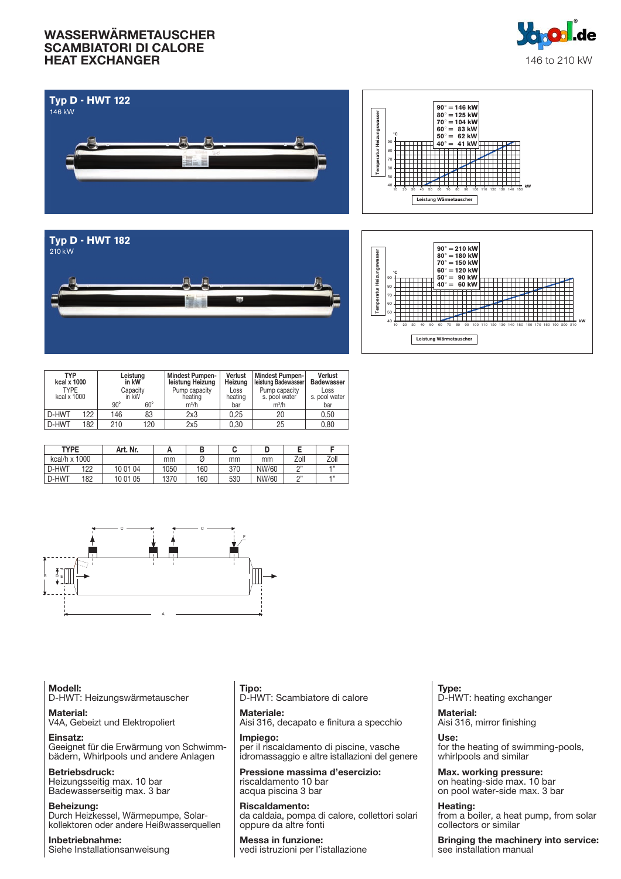# WASSERWÄRMETAUSCHER
# SCAMBIATORI DI CALORE
# HEAT EXCHANGER

146 to 210 kW

## Typ D - HWT 122
146 kW

Temperatur Heizungswasser

90° = 146 kW
80° = 125 kW
70° = 104 kW
60° = 83 kW
50° = 62 kW
40° = 41 kW

Leistung Wärmetauscher

## Typ D - HWT 182
210 kW

Temperatur Heizungswasser

90° = 210 kW
80° = 180 kW
70° = 150 kW
60° = 120 kW
50° = 90 kW
40° = 60 kW

Leistung Wärmetauscher

| TYP kcal x 1000 / TYPE kcal x 1000 | | Leistung in kW / Capacity in kW | | Mindest Pumpenleistung Heizung / Pump capacity heating | Verlust Heizung / Loss heating | Mindest Pumpenleistung Badewasser / Pump capacity s. pool water | Verlust Badewasser / Loss s. pool water |
|---|---|---|---|---|---|---|---|
| | | 90° | 60° | m³/h | bar | m³/h | bar |
| D-HWT | 122 | 146 | 83 | 2x3 | 0,25 | 20 | 0,50 |
| D-HWT | 182 | 210 | 120 | 2x5 | 0,30 | 25 | 0,80 |

| TYPE | | Art. Nr. | A | B | C | D | E | F |
|---|---|---|---|---|---|---|---|---|
| kcal/h x 1000 | | | mm | Ø | mm | mm | Zoll | Zoll |
| D-HWT | 122 | 10 01 04 | 1050 | 160 | 370 | NW/60 | 2" | 1" |
| D-HWT | 182 | 10 01 05 | 1370 | 160 | 530 | NW/60 | 2" | 1" |

**Modell:**
D-HWT: Heizungswärmetauscher

**Material:**
V4A, Gebeizt und Elektropoliert

**Einsatz:**
Geeignet für die Erwärmung von Schwimmbädern, Whirlpools und andere Anlagen

**Betriebsdruck:**
Heizungsseitig max. 10 bar
Badewasserseitig max. 3 bar

**Beheizung:**
Durch Heizkessel, Wärmepumpe, Solarkollektoren oder andere Heißwasserquellen

**Inbetriebnahme:**
Siehe Installationsanweisung

**Tipo:**
D-HWT: Scambiatore di calore

**Materiale:**
Aisi 316, decapato e finitura a specchio

**Impiego:**
per il riscaldamento di piscine, vasche idromassaggio e altre istallazioni del genere

**Pressione massima d'esercizio:**
riscaldamento 10 bar
acqua piscina 3 bar

**Riscaldamento:**
da caldaia, pompa di calore, collettori solari oppure da altre fonti

**Messa in funzione:**
vedi istruzioni per l'istallazione

**Type:**
D-HWT: heating exchanger

**Material:**
Aisi 316, mirror finishing

**Use:**
for the heating of swimming-pools, whirlpools and similar

**Max. working pressure:**
on heating-side max. 10 bar
on pool water-side max. 3 bar

**Heating:**
from a boiler, a heat pump, from solar collectors or similar

**Bringing the machinery into service:**
see installation manual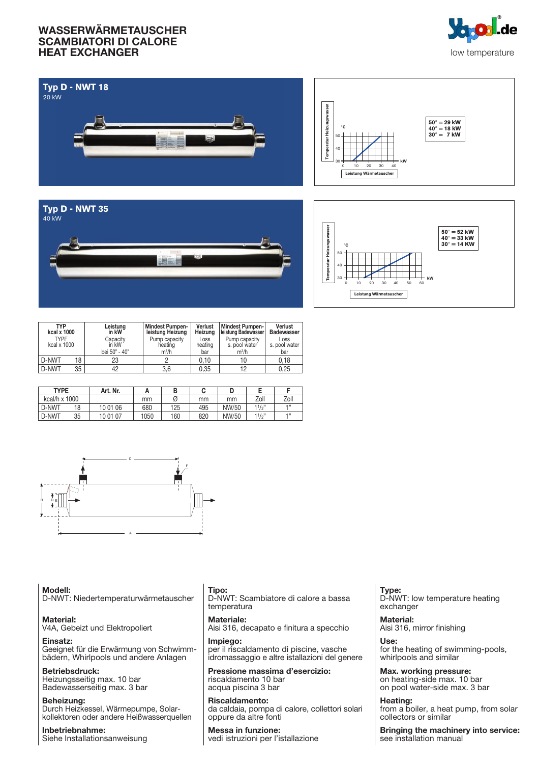# WASSERWÄRMETAUSCHER
# SCAMBIATORI DI CALORE
# HEAT EXCHANGER

low temperature

## Typ D - NWT 18

20 kW

Temperatur Heizungswasser

°C

Leistung Wärmetauscher

kW

50° = 29 kW
40° = 18 kW
30° = 7 kW

## Typ D - NWT 35

40 kW

Temperatur Heizungswasser

°C

Leistung Wärmetauscher

kW

50° = 52 kW
40° = 33 kW
30° = 14 KW

| TYP kcal x 1000 / TYPE kcal x 1000 | | Leistung in kW / Capacity in kW bei 50° - 40° | Mindest Pumpenleistung Heizung / Pump capacity heating m³/h | Verlust Heizung / Loss heating bar | Mindest Pumpenleistung Badewasser / Pump capacity s. pool water m³/h | Verlust Badewasser / Loss s. pool water bar |
|---|---|---|---|---|---|---|
| D-NWT | 18 | 23 | 2 | 0,10 | 10 | 0,18 |
| D-NWT | 35 | 42 | 3,6 | 0,35 | 12 | 0,25 |

| TYPE | | Art. Nr. | A | B | C | D | E | F |
|---|---|---|---|---|---|---|---|---|
| kcal/h x 1000 | | | mm | Ø | mm | mm | Zoll | Zoll |
| D-NWT | 18 | 10 01 06 | 680 | 125 | 495 | NW/50 | 1 1/2" | 1" |
| D-NWT | 35 | 10 01 07 | 1050 | 160 | 820 | NW/50 | 1 1/2" | 1" |

**Modell:**
D-NWT: Niedertemperaturwärmetauscher

**Material:**
V4A, Gebeizt und Elektropoliert

**Einsatz:**
Geeignet für die Erwärmung von Schwimmbädern, Whirlpools und andere Anlagen

**Betriebsdruck:**
Heizungsseitig max. 10 bar
Badewasserseitig max. 3 bar

**Beheizung:**
Durch Heizkessel, Wärmepumpe, Solarkollektoren oder andere Heißwasserquellen

**Inbetriebnahme:**
Siehe Installationsanweisung

**Tipo:**
D-NWT: Scambiatore di calore a bassa temperatura

**Materiale:**
Aisi 316, decapato e finitura a specchio

**Impiego:**
per il riscaldamento di piscine, vasche idromassaggio e altre istallazioni del genere

**Pressione massima d'esercizio:**
riscaldamento 10 bar
acqua piscina 3 bar

**Riscaldamento:**
da caldaia, pompa di calore, collettori solari oppure da altre fonti

**Messa in funzione:**
vedi istruzioni per l'istallazione

**Type:**
D-NWT: low temperature heating exchanger

**Material:**
Aisi 316, mirror finishing

**Use:**
for the heating of swimming-pools, whirlpools and similar

**Max. working pressure:**
on heating-side max. 10 bar
on pool water-side max. 3 bar

**Heating:**
from a boiler, a heat pump, from solar collectors or similar

**Bringing the machinery into service:**
see installation manual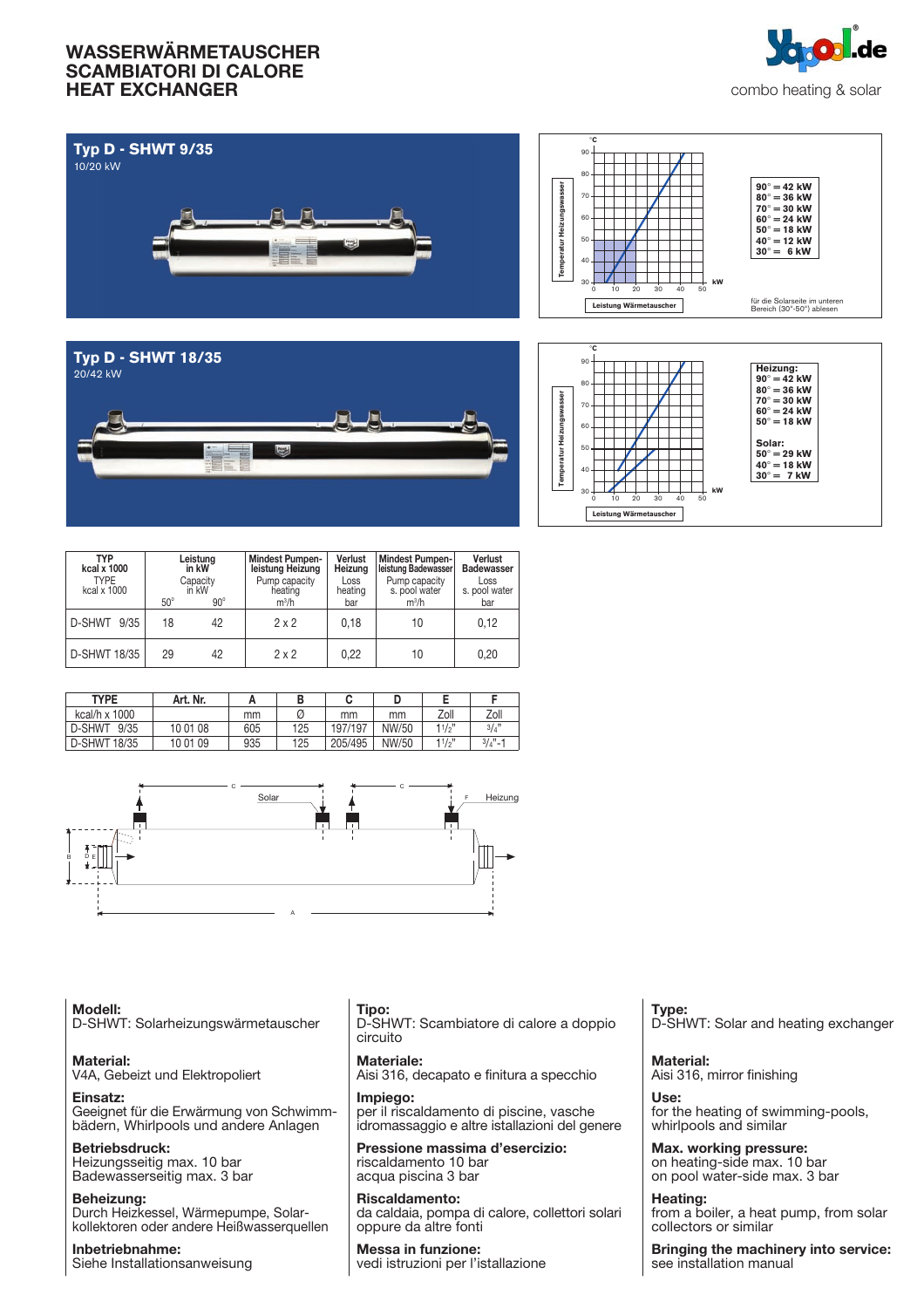# WASSERWÄRMETAUSCHER
# SCAMBIATORI DI CALORE
# HEAT EXCHANGER

combo heating & solar

## Typ D - SHWT 9/35

10/20 kW

°C

90
80
70
60
50
40
30

Temperatur Heizungswasser

0 10 20 30 40 50 kW

Leistung Wärmetauscher

90° = 42 kW
80° = 36 kW
70° = 30 kW
60° = 24 kW
50° = 18 kW
40° = 12 kW
30° = 6 kW

für die Solarseite im unteren Bereich (30°-50°) ablesen

## Typ D - SHWT 18/35

20/42 kW

°C

90
80
70
60
50
40
30

Temperatur Heizungswasser

0 10 20 30 40 50 kW

Leistung Wärmetauscher

Heizung:
90° = 42 kW
80° = 36 kW
70° = 30 kW
60° = 24 kW
50° = 18 kW

Solar:
50° = 29 kW
40° = 18 kW
30° = 7 kW

| TYP kcal x 1000 TYPE kcal x 1000 | Leistung in kW Capacity in kW 50° | 90° | Mindest Pumpen-leistung Heizung Pump capacity heating m³/h | Verlust Heizung Loss heating bar | Mindest Pumpen-leistung Badewasser Pump capacity s. pool water m³/h | Verlust Badewasser Loss s. pool water bar |
|---|---|---|---|---|---|---|
| D-SHWT 9/35 | 18 | 42 | 2 x 2 | 0,18 | 10 | 0,12 |
| D-SHWT 18/35 | 29 | 42 | 2 x 2 | 0,22 | 10 | 0,20 |

| TYPE | Art. Nr. | A | B | C | D | E | F |
|---|---|---|---|---|---|---|---|
| kcal/h x 1000 | | mm | Ø | mm | mm | Zoll | Zoll |
| D-SHWT 9/35 | 10 01 08 | 605 | 125 | 197/197 | NW/50 | 1½" | ¾" |
| D-SHWT 18/35 | 10 01 09 | 935 | 125 | 205/495 | NW/50 | 1½" | ¾"-1 |

C Solar C F Heizung

B D E

A

**Modell:**
D-SHWT: Solarheizungswärmetauscher

**Material:**
V4A, Gebeizt und Elektropoliert

**Einsatz:**
Geeignet für die Erwärmung von Schwimmbädern, Whirlpools und andere Anlagen

**Betriebsdruck:**
Heizungsseitig max. 10 bar
Badewasserseitig max. 3 bar

**Beheizung:**
Durch Heizkessel, Wärmepumpe, Solarkollektoren oder andere Heißwasserquellen

**Inbetriebnahme:**
Siehe Installationsanweisung

**Tipo:**
D-SHWT: Scambiatore di calore a doppio circuito

**Materiale:**
Aisi 316, decapato e finitura a specchio

**Impiego:**
per il riscaldamento di piscine, vasche idromassaggio e altre istallazioni del genere

**Pressione massima d'esercizio:**
riscaldamento 10 bar
acqua piscina 3 bar

**Riscaldamento:**
da caldaia, pompa di calore, collettori solari oppure da altre fonti

**Messa in funzione:**
vedi istruzioni per l'istallazione

**Type:**
D-SHWT: Solar and heating exchanger

**Material:**
Aisi 316, mirror finishing

**Use:**
for the heating of swimming-pools, whirlpools and similar

**Max. working pressure:**
on heating-side max. 10 bar
on pool water-side max. 3 bar

**Heating:**
from a boiler, a heat pump, from solar collectors or similar

**Bringing the machinery into service:**
see installation manual